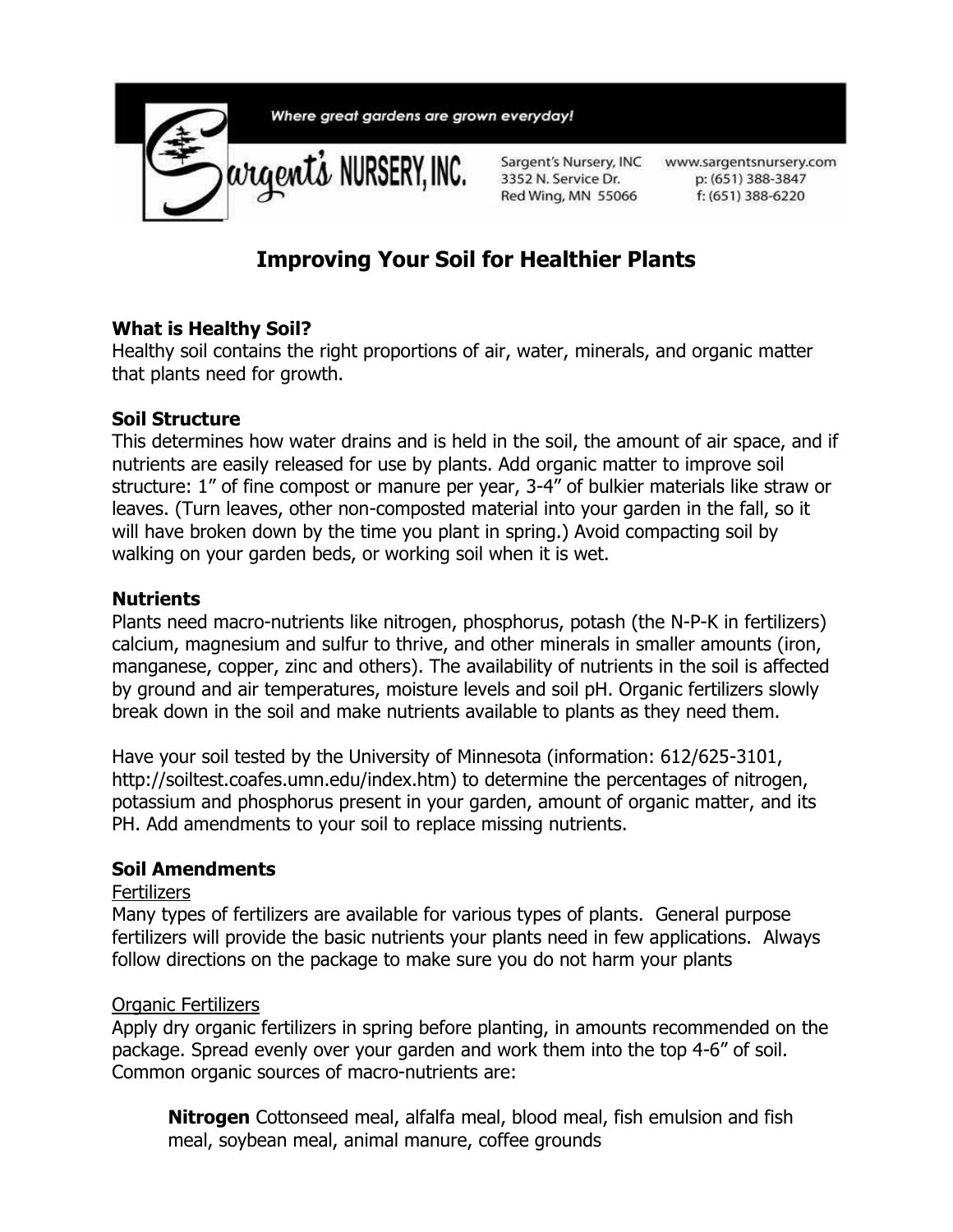Where great gardens are grown everyday!

Sargent's NURSERY, INC.

Sargent's Nursery, INC
3352 N. Service Dr.
Red Wing, MN 55066

www.sargentsnursery.com
p: (651) 388-3847
f: (651) 388-6220

# Improving Your Soil for Healthier Plants

**What is Healthy Soil?**
Healthy soil contains the right proportions of air, water, minerals, and organic matter that plants need for growth.

**Soil Structure**
This determines how water drains and is held in the soil, the amount of air space, and if nutrients are easily released for use by plants. Add organic matter to improve soil structure: 1" of fine compost or manure per year, 3-4" of bulkier materials like straw or leaves. (Turn leaves, other non-composted material into your garden in the fall, so it will have broken down by the time you plant in spring.) Avoid compacting soil by walking on your garden beds, or working soil when it is wet.

**Nutrients**
Plants need macro-nutrients like nitrogen, phosphorus, potash (the N-P-K in fertilizers) calcium, magnesium and sulfur to thrive, and other minerals in smaller amounts (iron, manganese, copper, zinc and others). The availability of nutrients in the soil is affected by ground and air temperatures, moisture levels and soil pH. Organic fertilizers slowly break down in the soil and make nutrients available to plants as they need them.

Have your soil tested by the University of Minnesota (information: 612/625-3101, http://soiltest.coafes.umn.edu/index.htm) to determine the percentages of nitrogen, potassium and phosphorus present in your garden, amount of organic matter, and its PH. Add amendments to your soil to replace missing nutrients.

**Soil Amendments**

Fertilizers
Many types of fertilizers are available for various types of plants. General purpose fertilizers will provide the basic nutrients your plants need in few applications. Always follow directions on the package to make sure you do not harm your plants

Organic Fertilizers
Apply dry organic fertilizers in spring before planting, in amounts recommended on the package. Spread evenly over your garden and work them into the top 4-6" of soil. Common organic sources of macro-nutrients are:

> **Nitrogen** Cottonseed meal, alfalfa meal, blood meal, fish emulsion and fish meal, soybean meal, animal manure, coffee grounds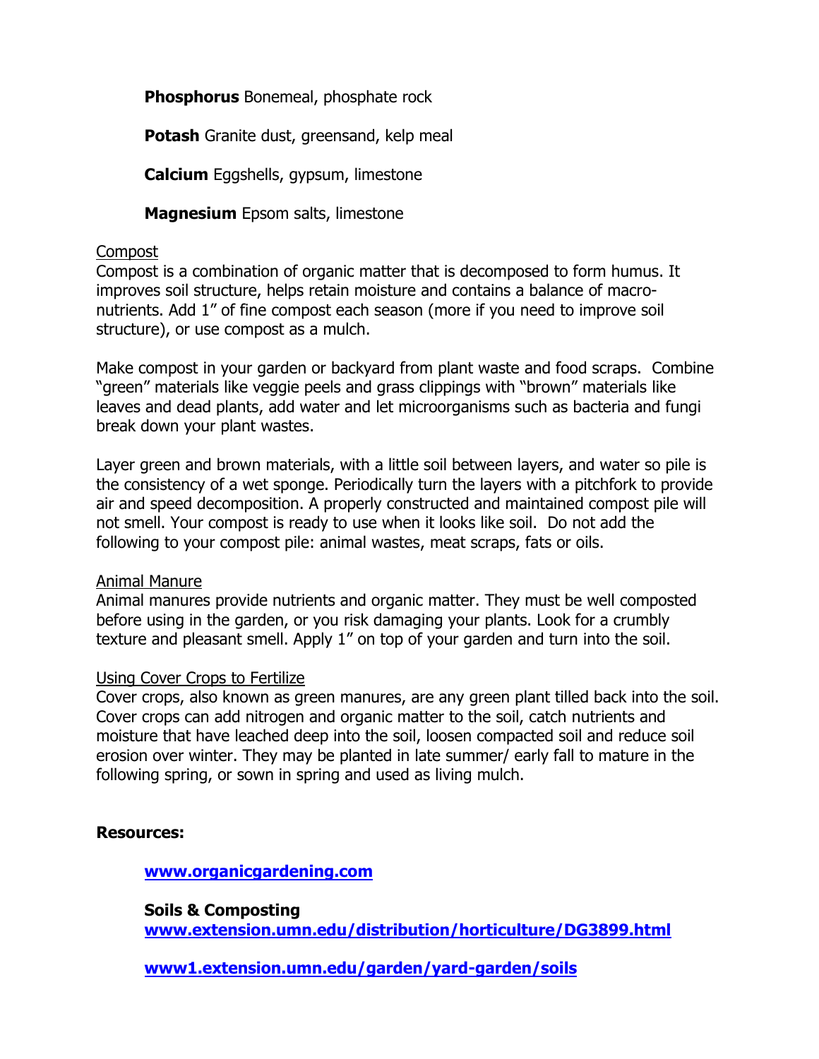**Phosphorus** Bonemeal, phosphate rock

**Potash** Granite dust, greensand, kelp meal

**Calcium** Eggshells, gypsum, limestone

**Magnesium** Epsom salts, limestone

Compost

Compost is a combination of organic matter that is decomposed to form humus. It improves soil structure, helps retain moisture and contains a balance of macro-nutrients. Add 1" of fine compost each season (more if you need to improve soil structure), or use compost as a mulch.

Make compost in your garden or backyard from plant waste and food scraps. Combine "green" materials like veggie peels and grass clippings with "brown" materials like leaves and dead plants, add water and let microorganisms such as bacteria and fungi break down your plant wastes.

Layer green and brown materials, with a little soil between layers, and water so pile is the consistency of a wet sponge. Periodically turn the layers with a pitchfork to provide air and speed decomposition. A properly constructed and maintained compost pile will not smell. Your compost is ready to use when it looks like soil. Do not add the following to your compost pile: animal wastes, meat scraps, fats or oils.

Animal Manure

Animal manures provide nutrients and organic matter. They must be well composted before using in the garden, or you risk damaging your plants. Look for a crumbly texture and pleasant smell. Apply 1" on top of your garden and turn into the soil.

Using Cover Crops to Fertilize

Cover crops, also known as green manures, are any green plant tilled back into the soil. Cover crops can add nitrogen and organic matter to the soil, catch nutrients and moisture that have leached deep into the soil, loosen compacted soil and reduce soil erosion over winter. They may be planted in late summer/ early fall to mature in the following spring, or sown in spring and used as living mulch.

**Resources:**

**www.organicgardening.com**

**Soils & Composting**
**www.extension.umn.edu/distribution/horticulture/DG3899.html**

**www1.extension.umn.edu/garden/yard-garden/soils**